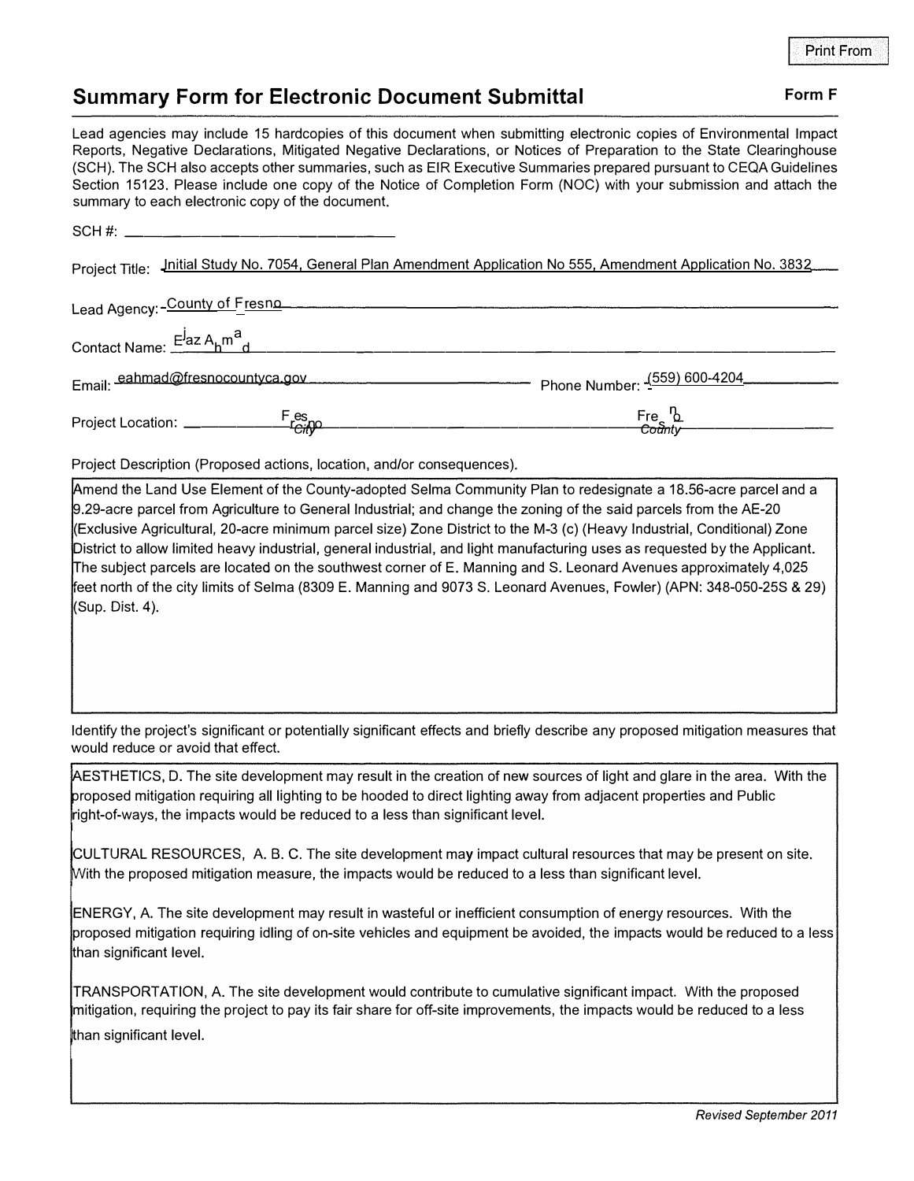Print From

# Summary Form for Electronic Document Submittal

**Form F**

Lead agencies may include 15 hardcopies of this document when submitting electronic copies of Environmental Impact Reports, Negative Declarations, Mitigated Negative Declarations, or Notices of Preparation to the State Clearinghouse (SCH). The SCH also accepts other summaries, such as EIR Executive Summaries prepared pursuant to CEQA Guidelines Section 15123. Please include one copy of the Notice of Completion Form (NOC) with your submission and attach the summary to each electronic copy of the document.

SCH #: ______________________

Project Title: Initial Study No. 7054, General Plan Amendment Application No 555, Amendment Application No. 3832

Lead Agency: County of Fresno

Contact Name: Ejaz Ahmad

Email: eahmad@fresnocountyca.gov

Phone Number: (559) 600-4204

Project Location: Fresno (City) Fresno (County)

Project Description (Proposed actions, location, and/or consequences).

Amend the Land Use Element of the County-adopted Selma Community Plan to redesignate a 18.56-acre parcel and a 9.29-acre parcel from Agriculture to General Industrial; and change the zoning of the said parcels from the AE-20 (Exclusive Agricultural, 20-acre minimum parcel size) Zone District to the M-3 (c) (Heavy Industrial, Conditional) Zone District to allow limited heavy industrial, general industrial, and light manufacturing uses as requested by the Applicant. The subject parcels are located on the southwest corner of E. Manning and S. Leonard Avenues approximately 4,025 feet north of the city limits of Selma (8309 E. Manning and 9073 S. Leonard Avenues, Fowler) (APN: 348-050-25S & 29) (Sup. Dist. 4).

Identify the project's significant or potentially significant effects and briefly describe any proposed mitigation measures that would reduce or avoid that effect.

AESTHETICS, D. The site development may result in the creation of new sources of light and glare in the area. With the proposed mitigation requiring all lighting to be hooded to direct lighting away from adjacent properties and Public right-of-ways, the impacts would be reduced to a less than significant level.

CULTURAL RESOURCES, A. B. C. The site development may impact cultural resources that may be present on site. With the proposed mitigation measure, the impacts would be reduced to a less than significant level.

ENERGY, A. The site development may result in wasteful or inefficient consumption of energy resources. With the proposed mitigation requiring idling of on-site vehicles and equipment be avoided, the impacts would be reduced to a less than significant level.

TRANSPORTATION, A. The site development would contribute to cumulative significant impact. With the proposed mitigation, requiring the project to pay its fair share for off-site improvements, the impacts would be reduced to a less than significant level.

*Revised September 2011*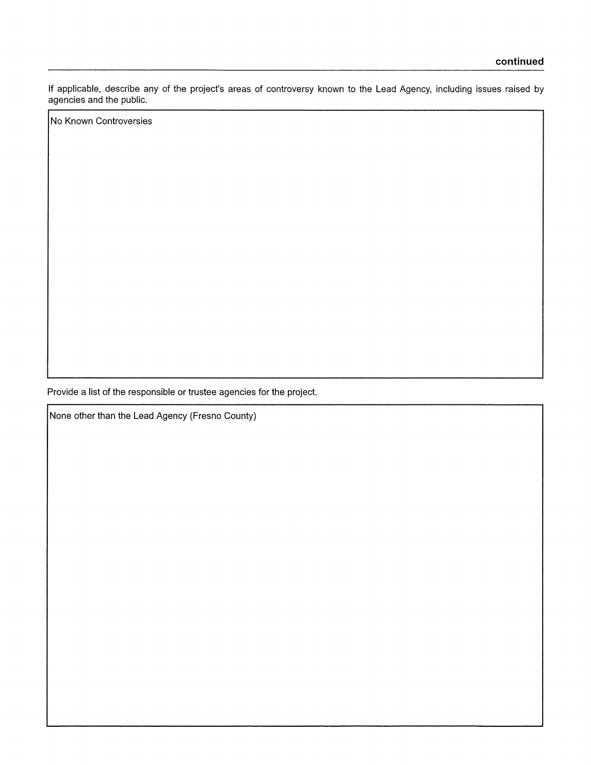**continued**

If applicable, describe any of the project's areas of controversy known to the Lead Agency, including issues raised by agencies and the public.

No Known Controversies

Provide a list of the responsible or trustee agencies for the project.

None other than the Lead Agency (Fresno County)